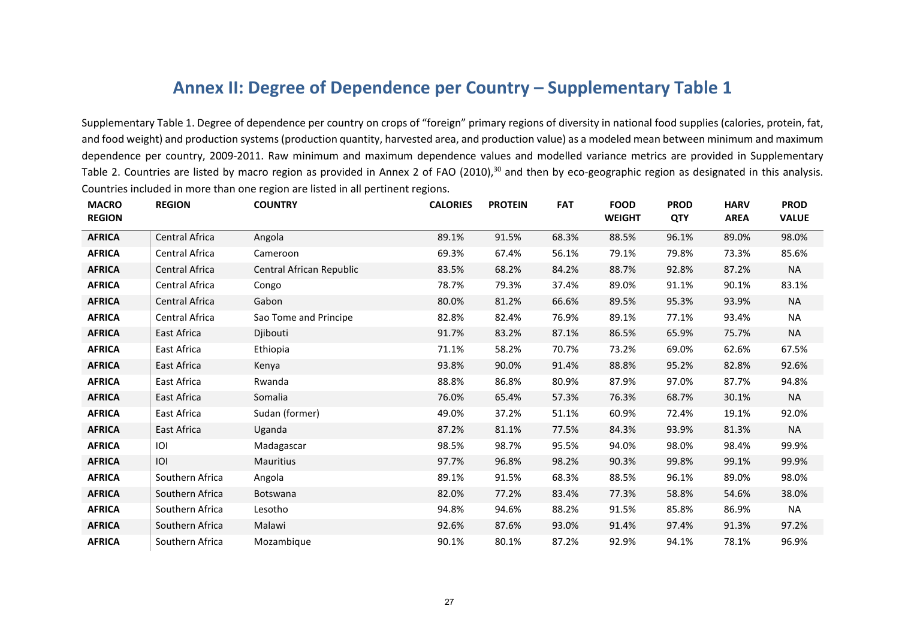## Annex II: Degree of Dependence per Country – Supplementary Table 1

Supplementary Table 1. Degree of dependence per country on crops of "foreign" primary regions of diversity in national food supplies (calories, protein, fat, and food weight) and production systems (production quantity, harvested area, and production value) as a modeled mean between minimum and maximum dependence per country, 2009-2011. Raw minimum and maximum dependence values and modelled variance metrics are provided in Supplementary Table 2. Countries are listed by macro region as provided in Annex 2 of FAO (2010),[30] and then by eco-geographic region as designated in this analysis. Countries included in more than one region are listed in all pertinent regions.

| MACRO REGION | REGION | COUNTRY | CALORIES | PROTEIN | FAT | FOOD WEIGHT | PROD QTY | HARV AREA | PROD VALUE |
|---|---|---|---|---|---|---|---|---|---|
| **AFRICA** | Central Africa | Angola | 89.1% | 91.5% | 68.3% | 88.5% | 96.1% | 89.0% | 98.0% |
| **AFRICA** | Central Africa | Cameroon | 69.3% | 67.4% | 56.1% | 79.1% | 79.8% | 73.3% | 85.6% |
| **AFRICA** | Central Africa | Central African Republic | 83.5% | 68.2% | 84.2% | 88.7% | 92.8% | 87.2% | NA |
| **AFRICA** | Central Africa | Congo | 78.7% | 79.3% | 37.4% | 89.0% | 91.1% | 90.1% | 83.1% |
| **AFRICA** | Central Africa | Gabon | 80.0% | 81.2% | 66.6% | 89.5% | 95.3% | 93.9% | NA |
| **AFRICA** | Central Africa | Sao Tome and Principe | 82.8% | 82.4% | 76.9% | 89.1% | 77.1% | 93.4% | NA |
| **AFRICA** | East Africa | Djibouti | 91.7% | 83.2% | 87.1% | 86.5% | 65.9% | 75.7% | NA |
| **AFRICA** | East Africa | Ethiopia | 71.1% | 58.2% | 70.7% | 73.2% | 69.0% | 62.6% | 67.5% |
| **AFRICA** | East Africa | Kenya | 93.8% | 90.0% | 91.4% | 88.8% | 95.2% | 82.8% | 92.6% |
| **AFRICA** | East Africa | Rwanda | 88.8% | 86.8% | 80.9% | 87.9% | 97.0% | 87.7% | 94.8% |
| **AFRICA** | East Africa | Somalia | 76.0% | 65.4% | 57.3% | 76.3% | 68.7% | 30.1% | NA |
| **AFRICA** | East Africa | Sudan (former) | 49.0% | 37.2% | 51.1% | 60.9% | 72.4% | 19.1% | 92.0% |
| **AFRICA** | East Africa | Uganda | 87.2% | 81.1% | 77.5% | 84.3% | 93.9% | 81.3% | NA |
| **AFRICA** | IOI | Madagascar | 98.5% | 98.7% | 95.5% | 94.0% | 98.0% | 98.4% | 99.9% |
| **AFRICA** | IOI | Mauritius | 97.7% | 96.8% | 98.2% | 90.3% | 99.8% | 99.1% | 99.9% |
| **AFRICA** | Southern Africa | Angola | 89.1% | 91.5% | 68.3% | 88.5% | 96.1% | 89.0% | 98.0% |
| **AFRICA** | Southern Africa | Botswana | 82.0% | 77.2% | 83.4% | 77.3% | 58.8% | 54.6% | 38.0% |
| **AFRICA** | Southern Africa | Lesotho | 94.8% | 94.6% | 88.2% | 91.5% | 85.8% | 86.9% | NA |
| **AFRICA** | Southern Africa | Malawi | 92.6% | 87.6% | 93.0% | 91.4% | 97.4% | 91.3% | 97.2% |
| **AFRICA** | Southern Africa | Mozambique | 90.1% | 80.1% | 87.2% | 92.9% | 94.1% | 78.1% | 96.9% |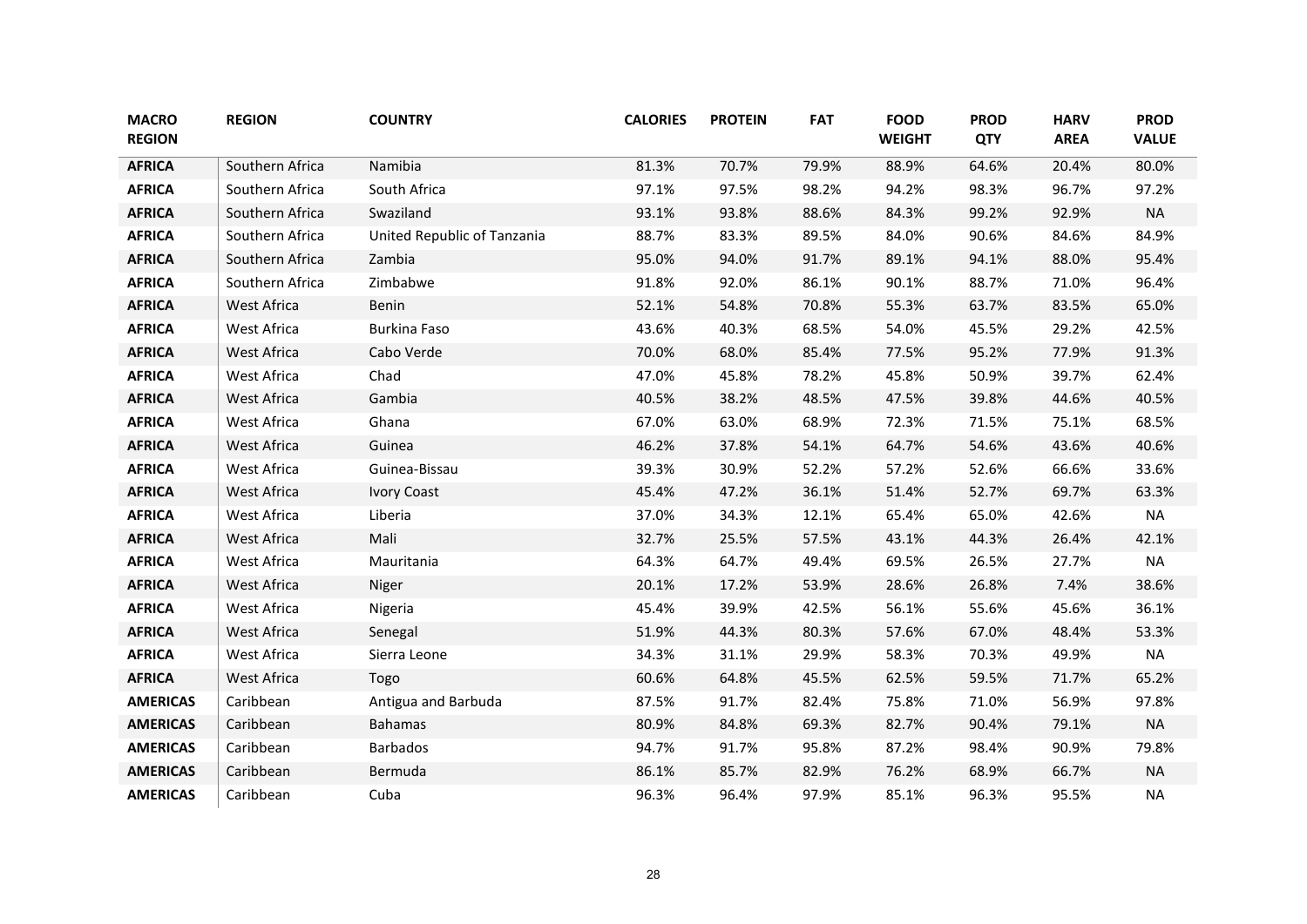| MACRO REGION | REGION | COUNTRY | CALORIES | PROTEIN | FAT | FOOD WEIGHT | PROD QTY | HARV AREA | PROD VALUE |
|---|---|---|---|---|---|---|---|---|---|
| **AFRICA** | Southern Africa | Namibia | 81.3% | 70.7% | 79.9% | 88.9% | 64.6% | 20.4% | 80.0% |
| **AFRICA** | Southern Africa | South Africa | 97.1% | 97.5% | 98.2% | 94.2% | 98.3% | 96.7% | 97.2% |
| **AFRICA** | Southern Africa | Swaziland | 93.1% | 93.8% | 88.6% | 84.3% | 99.2% | 92.9% | NA |
| **AFRICA** | Southern Africa | United Republic of Tanzania | 88.7% | 83.3% | 89.5% | 84.0% | 90.6% | 84.6% | 84.9% |
| **AFRICA** | Southern Africa | Zambia | 95.0% | 94.0% | 91.7% | 89.1% | 94.1% | 88.0% | 95.4% |
| **AFRICA** | Southern Africa | Zimbabwe | 91.8% | 92.0% | 86.1% | 90.1% | 88.7% | 71.0% | 96.4% |
| **AFRICA** | West Africa | Benin | 52.1% | 54.8% | 70.8% | 55.3% | 63.7% | 83.5% | 65.0% |
| **AFRICA** | West Africa | Burkina Faso | 43.6% | 40.3% | 68.5% | 54.0% | 45.5% | 29.2% | 42.5% |
| **AFRICA** | West Africa | Cabo Verde | 70.0% | 68.0% | 85.4% | 77.5% | 95.2% | 77.9% | 91.3% |
| **AFRICA** | West Africa | Chad | 47.0% | 45.8% | 78.2% | 45.8% | 50.9% | 39.7% | 62.4% |
| **AFRICA** | West Africa | Gambia | 40.5% | 38.2% | 48.5% | 47.5% | 39.8% | 44.6% | 40.5% |
| **AFRICA** | West Africa | Ghana | 67.0% | 63.0% | 68.9% | 72.3% | 71.5% | 75.1% | 68.5% |
| **AFRICA** | West Africa | Guinea | 46.2% | 37.8% | 54.1% | 64.7% | 54.6% | 43.6% | 40.6% |
| **AFRICA** | West Africa | Guinea-Bissau | 39.3% | 30.9% | 52.2% | 57.2% | 52.6% | 66.6% | 33.6% |
| **AFRICA** | West Africa | Ivory Coast | 45.4% | 47.2% | 36.1% | 51.4% | 52.7% | 69.7% | 63.3% |
| **AFRICA** | West Africa | Liberia | 37.0% | 34.3% | 12.1% | 65.4% | 65.0% | 42.6% | NA |
| **AFRICA** | West Africa | Mali | 32.7% | 25.5% | 57.5% | 43.1% | 44.3% | 26.4% | 42.1% |
| **AFRICA** | West Africa | Mauritania | 64.3% | 64.7% | 49.4% | 69.5% | 26.5% | 27.7% | NA |
| **AFRICA** | West Africa | Niger | 20.1% | 17.2% | 53.9% | 28.6% | 26.8% | 7.4% | 38.6% |
| **AFRICA** | West Africa | Nigeria | 45.4% | 39.9% | 42.5% | 56.1% | 55.6% | 45.6% | 36.1% |
| **AFRICA** | West Africa | Senegal | 51.9% | 44.3% | 80.3% | 57.6% | 67.0% | 48.4% | 53.3% |
| **AFRICA** | West Africa | Sierra Leone | 34.3% | 31.1% | 29.9% | 58.3% | 70.3% | 49.9% | NA |
| **AFRICA** | West Africa | Togo | 60.6% | 64.8% | 45.5% | 62.5% | 59.5% | 71.7% | 65.2% |
| **AMERICAS** | Caribbean | Antigua and Barbuda | 87.5% | 91.7% | 82.4% | 75.8% | 71.0% | 56.9% | 97.8% |
| **AMERICAS** | Caribbean | Bahamas | 80.9% | 84.8% | 69.3% | 82.7% | 90.4% | 79.1% | NA |
| **AMERICAS** | Caribbean | Barbados | 94.7% | 91.7% | 95.8% | 87.2% | 98.4% | 90.9% | 79.8% |
| **AMERICAS** | Caribbean | Bermuda | 86.1% | 85.7% | 82.9% | 76.2% | 68.9% | 66.7% | NA |
| **AMERICAS** | Caribbean | Cuba | 96.3% | 96.4% | 97.9% | 85.1% | 96.3% | 95.5% | NA |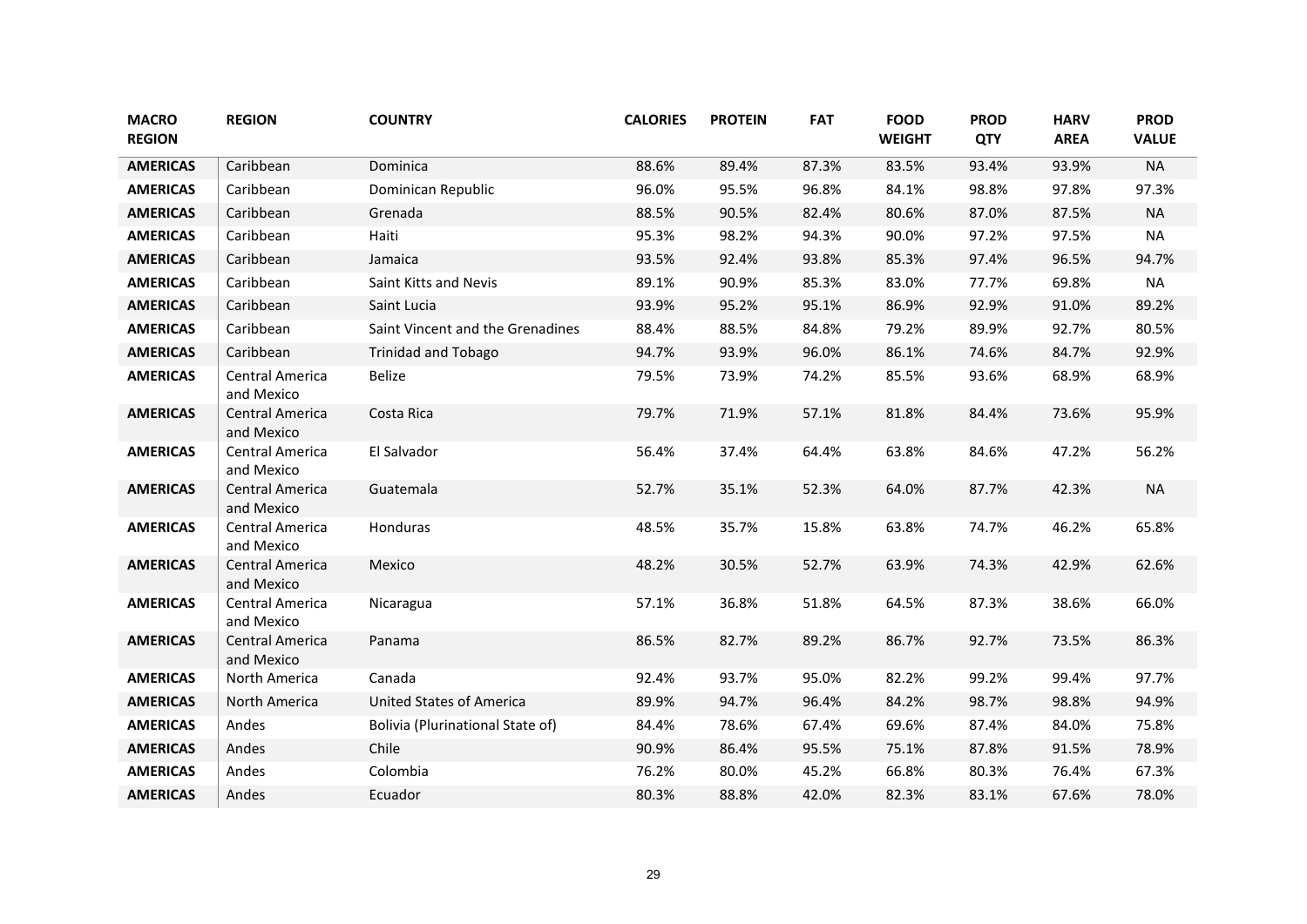| MACRO REGION | REGION | COUNTRY | CALORIES | PROTEIN | FAT | FOOD WEIGHT | PROD QTY | HARV AREA | PROD VALUE |
|---|---|---|---|---|---|---|---|---|---|
| **AMERICAS** | Caribbean | Dominica | 88.6% | 89.4% | 87.3% | 83.5% | 93.4% | 93.9% | NA |
| **AMERICAS** | Caribbean | Dominican Republic | 96.0% | 95.5% | 96.8% | 84.1% | 98.8% | 97.8% | 97.3% |
| **AMERICAS** | Caribbean | Grenada | 88.5% | 90.5% | 82.4% | 80.6% | 87.0% | 87.5% | NA |
| **AMERICAS** | Caribbean | Haiti | 95.3% | 98.2% | 94.3% | 90.0% | 97.2% | 97.5% | NA |
| **AMERICAS** | Caribbean | Jamaica | 93.5% | 92.4% | 93.8% | 85.3% | 97.4% | 96.5% | 94.7% |
| **AMERICAS** | Caribbean | Saint Kitts and Nevis | 89.1% | 90.9% | 85.3% | 83.0% | 77.7% | 69.8% | NA |
| **AMERICAS** | Caribbean | Saint Lucia | 93.9% | 95.2% | 95.1% | 86.9% | 92.9% | 91.0% | 89.2% |
| **AMERICAS** | Caribbean | Saint Vincent and the Grenadines | 88.4% | 88.5% | 84.8% | 79.2% | 89.9% | 92.7% | 80.5% |
| **AMERICAS** | Caribbean | Trinidad and Tobago | 94.7% | 93.9% | 96.0% | 86.1% | 74.6% | 84.7% | 92.9% |
| **AMERICAS** | Central America and Mexico | Belize | 79.5% | 73.9% | 74.2% | 85.5% | 93.6% | 68.9% | 68.9% |
| **AMERICAS** | Central America and Mexico | Costa Rica | 79.7% | 71.9% | 57.1% | 81.8% | 84.4% | 73.6% | 95.9% |
| **AMERICAS** | Central America and Mexico | El Salvador | 56.4% | 37.4% | 64.4% | 63.8% | 84.6% | 47.2% | 56.2% |
| **AMERICAS** | Central America and Mexico | Guatemala | 52.7% | 35.1% | 52.3% | 64.0% | 87.7% | 42.3% | NA |
| **AMERICAS** | Central America and Mexico | Honduras | 48.5% | 35.7% | 15.8% | 63.8% | 74.7% | 46.2% | 65.8% |
| **AMERICAS** | Central America and Mexico | Mexico | 48.2% | 30.5% | 52.7% | 63.9% | 74.3% | 42.9% | 62.6% |
| **AMERICAS** | Central America and Mexico | Nicaragua | 57.1% | 36.8% | 51.8% | 64.5% | 87.3% | 38.6% | 66.0% |
| **AMERICAS** | Central America and Mexico | Panama | 86.5% | 82.7% | 89.2% | 86.7% | 92.7% | 73.5% | 86.3% |
| **AMERICAS** | North America | Canada | 92.4% | 93.7% | 95.0% | 82.2% | 99.2% | 99.4% | 97.7% |
| **AMERICAS** | North America | United States of America | 89.9% | 94.7% | 96.4% | 84.2% | 98.7% | 98.8% | 94.9% |
| **AMERICAS** | Andes | Bolivia (Plurinational State of) | 84.4% | 78.6% | 67.4% | 69.6% | 87.4% | 84.0% | 75.8% |
| **AMERICAS** | Andes | Chile | 90.9% | 86.4% | 95.5% | 75.1% | 87.8% | 91.5% | 78.9% |
| **AMERICAS** | Andes | Colombia | 76.2% | 80.0% | 45.2% | 66.8% | 80.3% | 76.4% | 67.3% |
| **AMERICAS** | Andes | Ecuador | 80.3% | 88.8% | 42.0% | 82.3% | 83.1% | 67.6% | 78.0% |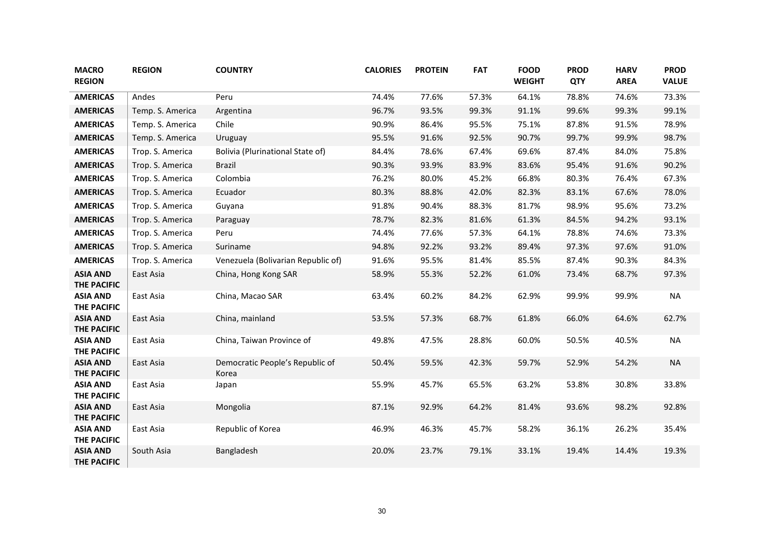| MACRO REGION | REGION | COUNTRY | CALORIES | PROTEIN | FAT | FOOD WEIGHT | PROD QTY | HARV AREA | PROD VALUE |
|---|---|---|---|---|---|---|---|---|---|
| AMERICAS | Andes | Peru | 74.4% | 77.6% | 57.3% | 64.1% | 78.8% | 74.6% | 73.3% |
| AMERICAS | Temp. S. America | Argentina | 96.7% | 93.5% | 99.3% | 91.1% | 99.6% | 99.3% | 99.1% |
| AMERICAS | Temp. S. America | Chile | 90.9% | 86.4% | 95.5% | 75.1% | 87.8% | 91.5% | 78.9% |
| AMERICAS | Temp. S. America | Uruguay | 95.5% | 91.6% | 92.5% | 90.7% | 99.7% | 99.9% | 98.7% |
| AMERICAS | Trop. S. America | Bolivia (Plurinational State of) | 84.4% | 78.6% | 67.4% | 69.6% | 87.4% | 84.0% | 75.8% |
| AMERICAS | Trop. S. America | Brazil | 90.3% | 93.9% | 83.9% | 83.6% | 95.4% | 91.6% | 90.2% |
| AMERICAS | Trop. S. America | Colombia | 76.2% | 80.0% | 45.2% | 66.8% | 80.3% | 76.4% | 67.3% |
| AMERICAS | Trop. S. America | Ecuador | 80.3% | 88.8% | 42.0% | 82.3% | 83.1% | 67.6% | 78.0% |
| AMERICAS | Trop. S. America | Guyana | 91.8% | 90.4% | 88.3% | 81.7% | 98.9% | 95.6% | 73.2% |
| AMERICAS | Trop. S. America | Paraguay | 78.7% | 82.3% | 81.6% | 61.3% | 84.5% | 94.2% | 93.1% |
| AMERICAS | Trop. S. America | Peru | 74.4% | 77.6% | 57.3% | 64.1% | 78.8% | 74.6% | 73.3% |
| AMERICAS | Trop. S. America | Suriname | 94.8% | 92.2% | 93.2% | 89.4% | 97.3% | 97.6% | 91.0% |
| AMERICAS | Trop. S. America | Venezuela (Bolivarian Republic of) | 91.6% | 95.5% | 81.4% | 85.5% | 87.4% | 90.3% | 84.3% |
| ASIA AND THE PACIFIC | East Asia | China, Hong Kong SAR | 58.9% | 55.3% | 52.2% | 61.0% | 73.4% | 68.7% | 97.3% |
| ASIA AND THE PACIFIC | East Asia | China, Macao SAR | 63.4% | 60.2% | 84.2% | 62.9% | 99.9% | 99.9% | NA |
| ASIA AND THE PACIFIC | East Asia | China, mainland | 53.5% | 57.3% | 68.7% | 61.8% | 66.0% | 64.6% | 62.7% |
| ASIA AND THE PACIFIC | East Asia | China, Taiwan Province of | 49.8% | 47.5% | 28.8% | 60.0% | 50.5% | 40.5% | NA |
| ASIA AND THE PACIFIC | East Asia | Democratic People's Republic of Korea | 50.4% | 59.5% | 42.3% | 59.7% | 52.9% | 54.2% | NA |
| ASIA AND THE PACIFIC | East Asia | Japan | 55.9% | 45.7% | 65.5% | 63.2% | 53.8% | 30.8% | 33.8% |
| ASIA AND THE PACIFIC | East Asia | Mongolia | 87.1% | 92.9% | 64.2% | 81.4% | 93.6% | 98.2% | 92.8% |
| ASIA AND THE PACIFIC | East Asia | Republic of Korea | 46.9% | 46.3% | 45.7% | 58.2% | 36.1% | 26.2% | 35.4% |
| ASIA AND THE PACIFIC | South Asia | Bangladesh | 20.0% | 23.7% | 79.1% | 33.1% | 19.4% | 14.4% | 19.3% |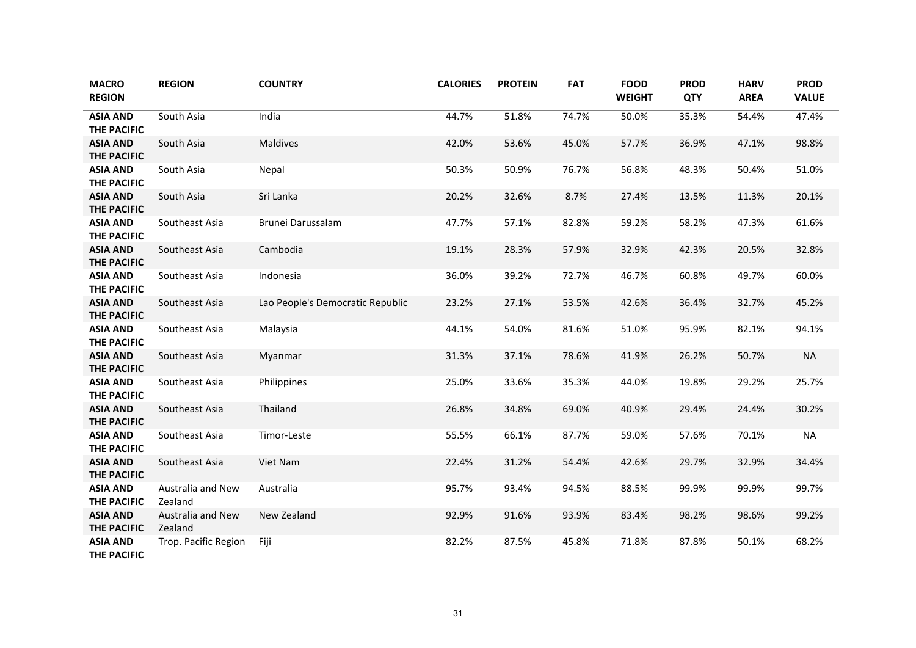| MACRO REGION | REGION | COUNTRY | CALORIES | PROTEIN | FAT | FOOD WEIGHT | PROD QTY | HARV AREA | PROD VALUE |
|---|---|---|---|---|---|---|---|---|---|
| ASIA AND THE PACIFIC | South Asia | India | 44.7% | 51.8% | 74.7% | 50.0% | 35.3% | 54.4% | 47.4% |
| ASIA AND THE PACIFIC | South Asia | Maldives | 42.0% | 53.6% | 45.0% | 57.7% | 36.9% | 47.1% | 98.8% |
| ASIA AND THE PACIFIC | South Asia | Nepal | 50.3% | 50.9% | 76.7% | 56.8% | 48.3% | 50.4% | 51.0% |
| ASIA AND THE PACIFIC | South Asia | Sri Lanka | 20.2% | 32.6% | 8.7% | 27.4% | 13.5% | 11.3% | 20.1% |
| ASIA AND THE PACIFIC | Southeast Asia | Brunei Darussalam | 47.7% | 57.1% | 82.8% | 59.2% | 58.2% | 47.3% | 61.6% |
| ASIA AND THE PACIFIC | Southeast Asia | Cambodia | 19.1% | 28.3% | 57.9% | 32.9% | 42.3% | 20.5% | 32.8% |
| ASIA AND THE PACIFIC | Southeast Asia | Indonesia | 36.0% | 39.2% | 72.7% | 46.7% | 60.8% | 49.7% | 60.0% |
| ASIA AND THE PACIFIC | Southeast Asia | Lao People's Democratic Republic | 23.2% | 27.1% | 53.5% | 42.6% | 36.4% | 32.7% | 45.2% |
| ASIA AND THE PACIFIC | Southeast Asia | Malaysia | 44.1% | 54.0% | 81.6% | 51.0% | 95.9% | 82.1% | 94.1% |
| ASIA AND THE PACIFIC | Southeast Asia | Myanmar | 31.3% | 37.1% | 78.6% | 41.9% | 26.2% | 50.7% | NA |
| ASIA AND THE PACIFIC | Southeast Asia | Philippines | 25.0% | 33.6% | 35.3% | 44.0% | 19.8% | 29.2% | 25.7% |
| ASIA AND THE PACIFIC | Southeast Asia | Thailand | 26.8% | 34.8% | 69.0% | 40.9% | 29.4% | 24.4% | 30.2% |
| ASIA AND THE PACIFIC | Southeast Asia | Timor-Leste | 55.5% | 66.1% | 87.7% | 59.0% | 57.6% | 70.1% | NA |
| ASIA AND THE PACIFIC | Southeast Asia | Viet Nam | 22.4% | 31.2% | 54.4% | 42.6% | 29.7% | 32.9% | 34.4% |
| ASIA AND THE PACIFIC | Australia and New Zealand | Australia | 95.7% | 93.4% | 94.5% | 88.5% | 99.9% | 99.9% | 99.7% |
| ASIA AND THE PACIFIC | Australia and New Zealand | New Zealand | 92.9% | 91.6% | 93.9% | 83.4% | 98.2% | 98.6% | 99.2% |
| ASIA AND THE PACIFIC | Trop. Pacific Region | Fiji | 82.2% | 87.5% | 45.8% | 71.8% | 87.8% | 50.1% | 68.2% |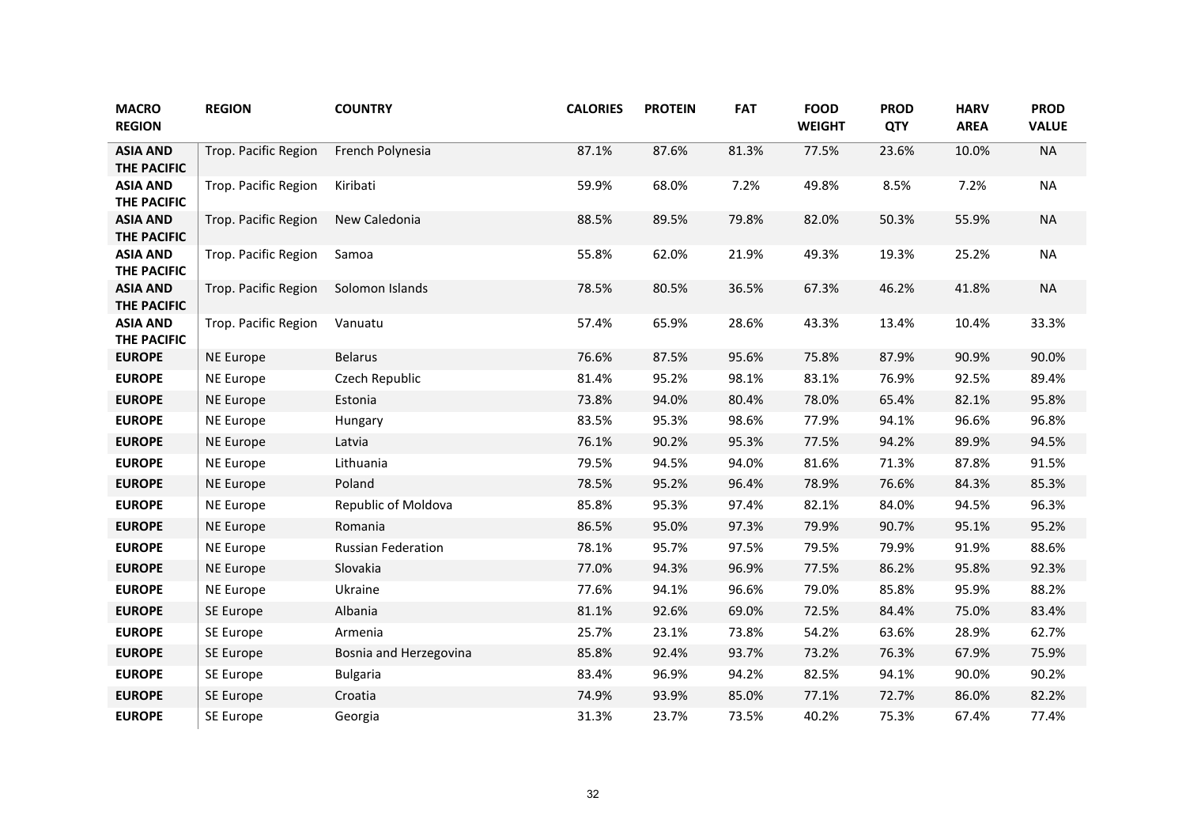| MACRO REGION | REGION | COUNTRY | CALORIES | PROTEIN | FAT | FOOD WEIGHT | PROD QTY | HARV AREA | PROD VALUE |
|---|---|---|---|---|---|---|---|---|---|
| ASIA AND THE PACIFIC | Trop. Pacific Region | French Polynesia | 87.1% | 87.6% | 81.3% | 77.5% | 23.6% | 10.0% | NA |
| ASIA AND THE PACIFIC | Trop. Pacific Region | Kiribati | 59.9% | 68.0% | 7.2% | 49.8% | 8.5% | 7.2% | NA |
| ASIA AND THE PACIFIC | Trop. Pacific Region | New Caledonia | 88.5% | 89.5% | 79.8% | 82.0% | 50.3% | 55.9% | NA |
| ASIA AND THE PACIFIC | Trop. Pacific Region | Samoa | 55.8% | 62.0% | 21.9% | 49.3% | 19.3% | 25.2% | NA |
| ASIA AND THE PACIFIC | Trop. Pacific Region | Solomon Islands | 78.5% | 80.5% | 36.5% | 67.3% | 46.2% | 41.8% | NA |
| ASIA AND THE PACIFIC | Trop. Pacific Region | Vanuatu | 57.4% | 65.9% | 28.6% | 43.3% | 13.4% | 10.4% | 33.3% |
| EUROPE | NE Europe | Belarus | 76.6% | 87.5% | 95.6% | 75.8% | 87.9% | 90.9% | 90.0% |
| EUROPE | NE Europe | Czech Republic | 81.4% | 95.2% | 98.1% | 83.1% | 76.9% | 92.5% | 89.4% |
| EUROPE | NE Europe | Estonia | 73.8% | 94.0% | 80.4% | 78.0% | 65.4% | 82.1% | 95.8% |
| EUROPE | NE Europe | Hungary | 83.5% | 95.3% | 98.6% | 77.9% | 94.1% | 96.6% | 96.8% |
| EUROPE | NE Europe | Latvia | 76.1% | 90.2% | 95.3% | 77.5% | 94.2% | 89.9% | 94.5% |
| EUROPE | NE Europe | Lithuania | 79.5% | 94.5% | 94.0% | 81.6% | 71.3% | 87.8% | 91.5% |
| EUROPE | NE Europe | Poland | 78.5% | 95.2% | 96.4% | 78.9% | 76.6% | 84.3% | 85.3% |
| EUROPE | NE Europe | Republic of Moldova | 85.8% | 95.3% | 97.4% | 82.1% | 84.0% | 94.5% | 96.3% |
| EUROPE | NE Europe | Romania | 86.5% | 95.0% | 97.3% | 79.9% | 90.7% | 95.1% | 95.2% |
| EUROPE | NE Europe | Russian Federation | 78.1% | 95.7% | 97.5% | 79.5% | 79.9% | 91.9% | 88.6% |
| EUROPE | NE Europe | Slovakia | 77.0% | 94.3% | 96.9% | 77.5% | 86.2% | 95.8% | 92.3% |
| EUROPE | NE Europe | Ukraine | 77.6% | 94.1% | 96.6% | 79.0% | 85.8% | 95.9% | 88.2% |
| EUROPE | SE Europe | Albania | 81.1% | 92.6% | 69.0% | 72.5% | 84.4% | 75.0% | 83.4% |
| EUROPE | SE Europe | Armenia | 25.7% | 23.1% | 73.8% | 54.2% | 63.6% | 28.9% | 62.7% |
| EUROPE | SE Europe | Bosnia and Herzegovina | 85.8% | 92.4% | 93.7% | 73.2% | 76.3% | 67.9% | 75.9% |
| EUROPE | SE Europe | Bulgaria | 83.4% | 96.9% | 94.2% | 82.5% | 94.1% | 90.0% | 90.2% |
| EUROPE | SE Europe | Croatia | 74.9% | 93.9% | 85.0% | 77.1% | 72.7% | 86.0% | 82.2% |
| EUROPE | SE Europe | Georgia | 31.3% | 23.7% | 73.5% | 40.2% | 75.3% | 67.4% | 77.4% |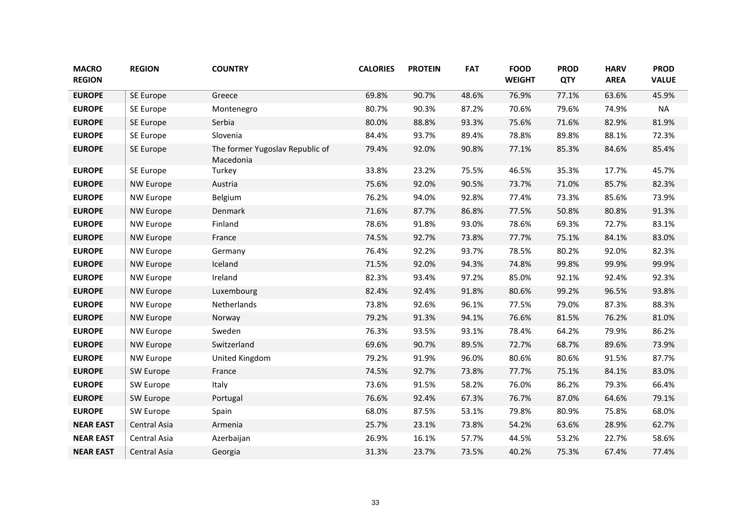| MACRO REGION | REGION | COUNTRY | CALORIES | PROTEIN | FAT | FOOD WEIGHT | PROD QTY | HARV AREA | PROD VALUE |
|---|---|---|---|---|---|---|---|---|---|
| **EUROPE** | SE Europe | Greece | 69.8% | 90.7% | 48.6% | 76.9% | 77.1% | 63.6% | 45.9% |
| **EUROPE** | SE Europe | Montenegro | 80.7% | 90.3% | 87.2% | 70.6% | 79.6% | 74.9% | NA |
| **EUROPE** | SE Europe | Serbia | 80.0% | 88.8% | 93.3% | 75.6% | 71.6% | 82.9% | 81.9% |
| **EUROPE** | SE Europe | Slovenia | 84.4% | 93.7% | 89.4% | 78.8% | 89.8% | 88.1% | 72.3% |
| **EUROPE** | SE Europe | The former Yugoslav Republic of Macedonia | 79.4% | 92.0% | 90.8% | 77.1% | 85.3% | 84.6% | 85.4% |
| **EUROPE** | SE Europe | Turkey | 33.8% | 23.2% | 75.5% | 46.5% | 35.3% | 17.7% | 45.7% |
| **EUROPE** | NW Europe | Austria | 75.6% | 92.0% | 90.5% | 73.7% | 71.0% | 85.7% | 82.3% |
| **EUROPE** | NW Europe | Belgium | 76.2% | 94.0% | 92.8% | 77.4% | 73.3% | 85.6% | 73.9% |
| **EUROPE** | NW Europe | Denmark | 71.6% | 87.7% | 86.8% | 77.5% | 50.8% | 80.8% | 91.3% |
| **EUROPE** | NW Europe | Finland | 78.6% | 91.8% | 93.0% | 78.6% | 69.3% | 72.7% | 83.1% |
| **EUROPE** | NW Europe | France | 74.5% | 92.7% | 73.8% | 77.7% | 75.1% | 84.1% | 83.0% |
| **EUROPE** | NW Europe | Germany | 76.4% | 92.2% | 93.7% | 78.5% | 80.2% | 92.0% | 82.3% |
| **EUROPE** | NW Europe | Iceland | 71.5% | 92.0% | 94.3% | 74.8% | 99.8% | 99.9% | 99.9% |
| **EUROPE** | NW Europe | Ireland | 82.3% | 93.4% | 97.2% | 85.0% | 92.1% | 92.4% | 92.3% |
| **EUROPE** | NW Europe | Luxembourg | 82.4% | 92.4% | 91.8% | 80.6% | 99.2% | 96.5% | 93.8% |
| **EUROPE** | NW Europe | Netherlands | 73.8% | 92.6% | 96.1% | 77.5% | 79.0% | 87.3% | 88.3% |
| **EUROPE** | NW Europe | Norway | 79.2% | 91.3% | 94.1% | 76.6% | 81.5% | 76.2% | 81.0% |
| **EUROPE** | NW Europe | Sweden | 76.3% | 93.5% | 93.1% | 78.4% | 64.2% | 79.9% | 86.2% |
| **EUROPE** | NW Europe | Switzerland | 69.6% | 90.7% | 89.5% | 72.7% | 68.7% | 89.6% | 73.9% |
| **EUROPE** | NW Europe | United Kingdom | 79.2% | 91.9% | 96.0% | 80.6% | 80.6% | 91.5% | 87.7% |
| **EUROPE** | SW Europe | France | 74.5% | 92.7% | 73.8% | 77.7% | 75.1% | 84.1% | 83.0% |
| **EUROPE** | SW Europe | Italy | 73.6% | 91.5% | 58.2% | 76.0% | 86.2% | 79.3% | 66.4% |
| **EUROPE** | SW Europe | Portugal | 76.6% | 92.4% | 67.3% | 76.7% | 87.0% | 64.6% | 79.1% |
| **EUROPE** | SW Europe | Spain | 68.0% | 87.5% | 53.1% | 79.8% | 80.9% | 75.8% | 68.0% |
| **NEAR EAST** | Central Asia | Armenia | 25.7% | 23.1% | 73.8% | 54.2% | 63.6% | 28.9% | 62.7% |
| **NEAR EAST** | Central Asia | Azerbaijan | 26.9% | 16.1% | 57.7% | 44.5% | 53.2% | 22.7% | 58.6% |
| **NEAR EAST** | Central Asia | Georgia | 31.3% | 23.7% | 73.5% | 40.2% | 75.3% | 67.4% | 77.4% |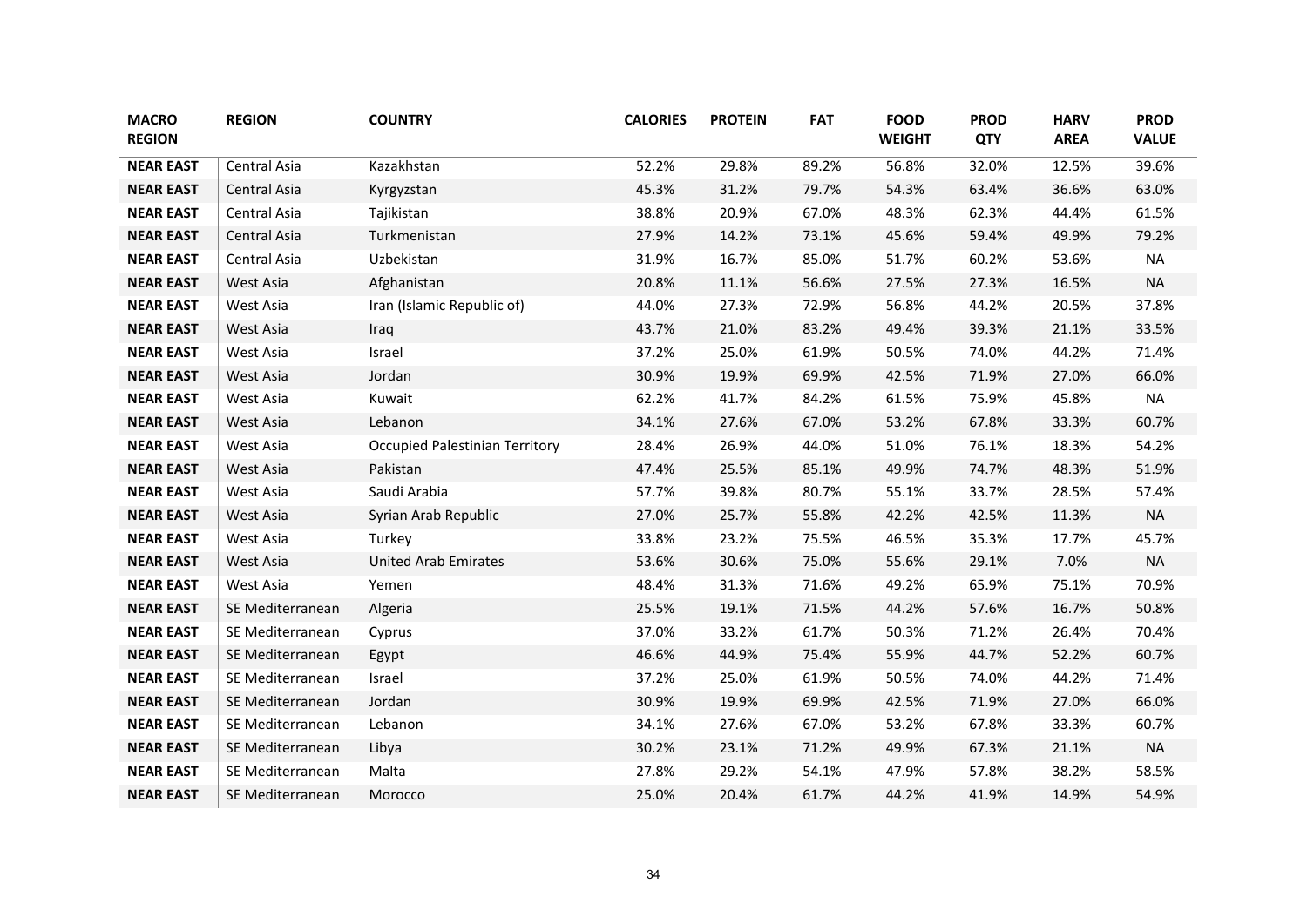| MACRO REGION | REGION | COUNTRY | CALORIES | PROTEIN | FAT | FOOD WEIGHT | PROD QTY | HARV AREA | PROD VALUE |
|---|---|---|---|---|---|---|---|---|---|
| **NEAR EAST** | Central Asia | Kazakhstan | 52.2% | 29.8% | 89.2% | 56.8% | 32.0% | 12.5% | 39.6% |
| **NEAR EAST** | Central Asia | Kyrgyzstan | 45.3% | 31.2% | 79.7% | 54.3% | 63.4% | 36.6% | 63.0% |
| **NEAR EAST** | Central Asia | Tajikistan | 38.8% | 20.9% | 67.0% | 48.3% | 62.3% | 44.4% | 61.5% |
| **NEAR EAST** | Central Asia | Turkmenistan | 27.9% | 14.2% | 73.1% | 45.6% | 59.4% | 49.9% | 79.2% |
| **NEAR EAST** | Central Asia | Uzbekistan | 31.9% | 16.7% | 85.0% | 51.7% | 60.2% | 53.6% | NA |
| **NEAR EAST** | West Asia | Afghanistan | 20.8% | 11.1% | 56.6% | 27.5% | 27.3% | 16.5% | NA |
| **NEAR EAST** | West Asia | Iran (Islamic Republic of) | 44.0% | 27.3% | 72.9% | 56.8% | 44.2% | 20.5% | 37.8% |
| **NEAR EAST** | West Asia | Iraq | 43.7% | 21.0% | 83.2% | 49.4% | 39.3% | 21.1% | 33.5% |
| **NEAR EAST** | West Asia | Israel | 37.2% | 25.0% | 61.9% | 50.5% | 74.0% | 44.2% | 71.4% |
| **NEAR EAST** | West Asia | Jordan | 30.9% | 19.9% | 69.9% | 42.5% | 71.9% | 27.0% | 66.0% |
| **NEAR EAST** | West Asia | Kuwait | 62.2% | 41.7% | 84.2% | 61.5% | 75.9% | 45.8% | NA |
| **NEAR EAST** | West Asia | Lebanon | 34.1% | 27.6% | 67.0% | 53.2% | 67.8% | 33.3% | 60.7% |
| **NEAR EAST** | West Asia | Occupied Palestinian Territory | 28.4% | 26.9% | 44.0% | 51.0% | 76.1% | 18.3% | 54.2% |
| **NEAR EAST** | West Asia | Pakistan | 47.4% | 25.5% | 85.1% | 49.9% | 74.7% | 48.3% | 51.9% |
| **NEAR EAST** | West Asia | Saudi Arabia | 57.7% | 39.8% | 80.7% | 55.1% | 33.7% | 28.5% | 57.4% |
| **NEAR EAST** | West Asia | Syrian Arab Republic | 27.0% | 25.7% | 55.8% | 42.2% | 42.5% | 11.3% | NA |
| **NEAR EAST** | West Asia | Turkey | 33.8% | 23.2% | 75.5% | 46.5% | 35.3% | 17.7% | 45.7% |
| **NEAR EAST** | West Asia | United Arab Emirates | 53.6% | 30.6% | 75.0% | 55.6% | 29.1% | 7.0% | NA |
| **NEAR EAST** | West Asia | Yemen | 48.4% | 31.3% | 71.6% | 49.2% | 65.9% | 75.1% | 70.9% |
| **NEAR EAST** | SE Mediterranean | Algeria | 25.5% | 19.1% | 71.5% | 44.2% | 57.6% | 16.7% | 50.8% |
| **NEAR EAST** | SE Mediterranean | Cyprus | 37.0% | 33.2% | 61.7% | 50.3% | 71.2% | 26.4% | 70.4% |
| **NEAR EAST** | SE Mediterranean | Egypt | 46.6% | 44.9% | 75.4% | 55.9% | 44.7% | 52.2% | 60.7% |
| **NEAR EAST** | SE Mediterranean | Israel | 37.2% | 25.0% | 61.9% | 50.5% | 74.0% | 44.2% | 71.4% |
| **NEAR EAST** | SE Mediterranean | Jordan | 30.9% | 19.9% | 69.9% | 42.5% | 71.9% | 27.0% | 66.0% |
| **NEAR EAST** | SE Mediterranean | Lebanon | 34.1% | 27.6% | 67.0% | 53.2% | 67.8% | 33.3% | 60.7% |
| **NEAR EAST** | SE Mediterranean | Libya | 30.2% | 23.1% | 71.2% | 49.9% | 67.3% | 21.1% | NA |
| **NEAR EAST** | SE Mediterranean | Malta | 27.8% | 29.2% | 54.1% | 47.9% | 57.8% | 38.2% | 58.5% |
| **NEAR EAST** | SE Mediterranean | Morocco | 25.0% | 20.4% | 61.7% | 44.2% | 41.9% | 14.9% | 54.9% |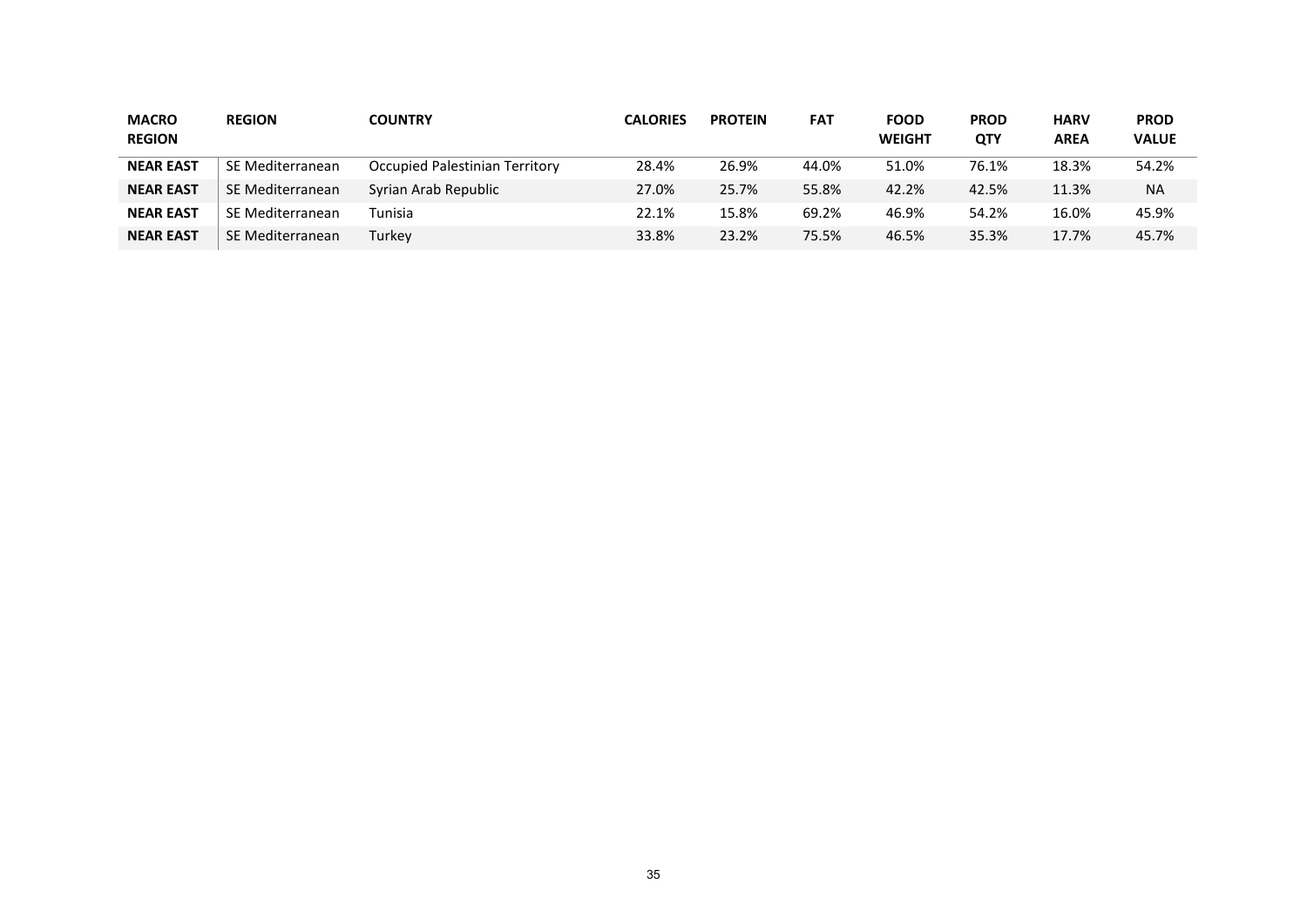| MACRO REGION | REGION | COUNTRY | CALORIES | PROTEIN | FAT | FOOD WEIGHT | PROD QTY | HARV AREA | PROD VALUE |
|---|---|---|---|---|---|---|---|---|---|
| **NEAR EAST** | SE Mediterranean | Occupied Palestinian Territory | 28.4% | 26.9% | 44.0% | 51.0% | 76.1% | 18.3% | 54.2% |
| **NEAR EAST** | SE Mediterranean | Syrian Arab Republic | 27.0% | 25.7% | 55.8% | 42.2% | 42.5% | 11.3% | NA |
| **NEAR EAST** | SE Mediterranean | Tunisia | 22.1% | 15.8% | 69.2% | 46.9% | 54.2% | 16.0% | 45.9% |
| **NEAR EAST** | SE Mediterranean | Turkey | 33.8% | 23.2% | 75.5% | 46.5% | 35.3% | 17.7% | 45.7% |